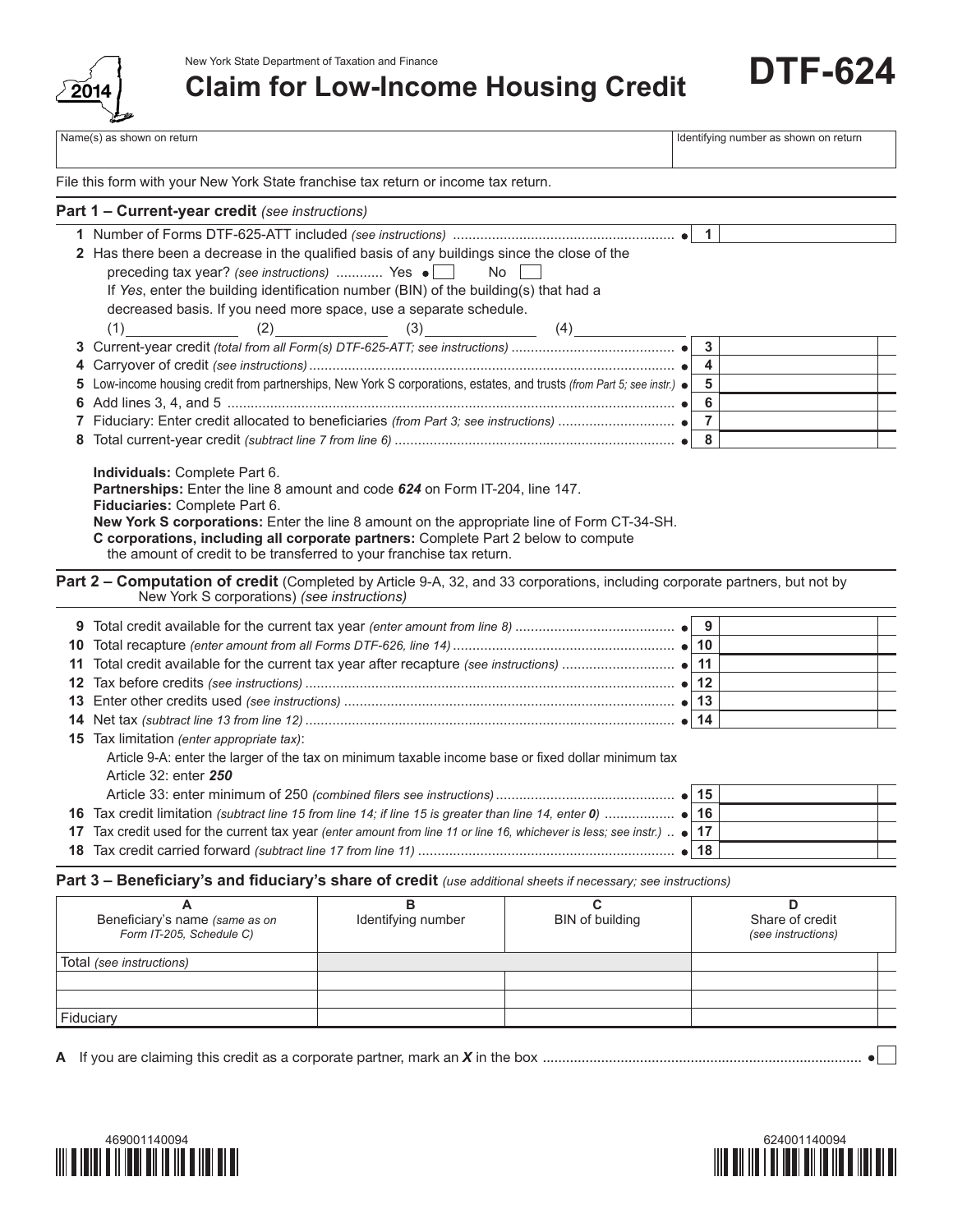New York State Department of Taxation and Finance

2014

# Claim for Low-Income Housing Credit

# DTF-624

| Name(s) as shown on return | Identifying number as shown on return |
|---|---|
| | |

File this form with your New York State franchise tax return or income tax return.

## Part 1 – Current-year credit *(see instructions)*

**1** Number of Forms DTF-625-ATT included *(see instructions)* ........................................................ • **1**

**2** Has there been a decrease in the qualified basis of any buildings since the close of the preceding tax year? *(see instructions)* ........... Yes • ☐ No ☐

If *Yes*, enter the building identification number (BIN) of the building(s) that had a decreased basis. If you need more space, use a separate schedule.

(1)________ (2)________ (3)________ (4)________

**3** Current-year credit *(total from all Form(s) DTF-625-ATT; see instructions)* .......................................... • **3**

**4** Carryover of credit *(see instructions)* ............................................................................................. • **4**

**5** Low-income housing credit from partnerships, New York S corporations, estates, and trusts *(from Part 5; see instr.)* • **5**

**6** Add lines 3, 4, and 5 .................................................................................................................. • **6**

**7** Fiduciary: Enter credit allocated to beneficiaries *(from Part 3; see instructions)* .............................. • **7**

**8** Total current-year credit *(subtract line 7 from line 6)* ....................................................................... • **8**

**Individuals:** Complete Part 6.
**Partnerships:** Enter the line 8 amount and code ***624*** on Form IT-204, line 147.
**Fiduciaries:** Complete Part 6.
**New York S corporations:** Enter the line 8 amount on the appropriate line of Form CT-34-SH.
**C corporations, including all corporate partners:** Complete Part 2 below to compute the amount of credit to be transferred to your franchise tax return.

## Part 2 – Computation of credit (Completed by Article 9-A, 32, and 33 corporations, including corporate partners, but not by New York S corporations) *(see instructions)*

**9** Total credit available for the current tax year *(enter amount from line 8)* ......................................... • **9**

**10** Total recapture *(enter amount from all Forms DTF-626, line 14)* ......................................................... • **10**

**11** Total credit available for the current tax year after recapture *(see instructions)* ............................. • **11**

**12** Tax before credits *(see instructions)* .............................................................................................. • **12**

**13** Enter other credits used *(see instructions)* .................................................................................... • **13**

**14** Net tax *(subtract line 13 from line 12)* .............................................................................................. • **14**

**15** Tax limitation *(enter appropriate tax)*:
Article 9-A: enter the larger of the tax on minimum taxable income base or fixed dollar minimum tax
Article 32: enter ***250***
Article 33: enter minimum of 250 *(combined filers see instructions)* ............................................. • **15**

**16** Tax credit limitation *(subtract line 15 from line 14; if line 15 is greater than line 14, enter 0)* .................. • **16**

**17** Tax credit used for the current tax year *(enter amount from line 11 or line 16, whichever is less; see instr.)* .. • **17**

**18** Tax credit carried forward *(subtract line 17 from line 11)* .................................................................. • **18**

## Part 3 – Beneficiary's and fiduciary's share of credit *(use additional sheets if necessary; see instructions)*

| A<br>Beneficiary's name *(same as on Form IT-205, Schedule C)* | B<br>Identifying number | C<br>BIN of building | D<br>Share of credit *(see instructions)* |
|---|---|---|---|
| Total *(see instructions)* | | | |
| | | | |
| | | | |
| Fiduciary | | | |

**A** If you are claiming this credit as a corporate partner, mark an ***X*** in the box ................................................................................ • ☐

469001140094

624001140094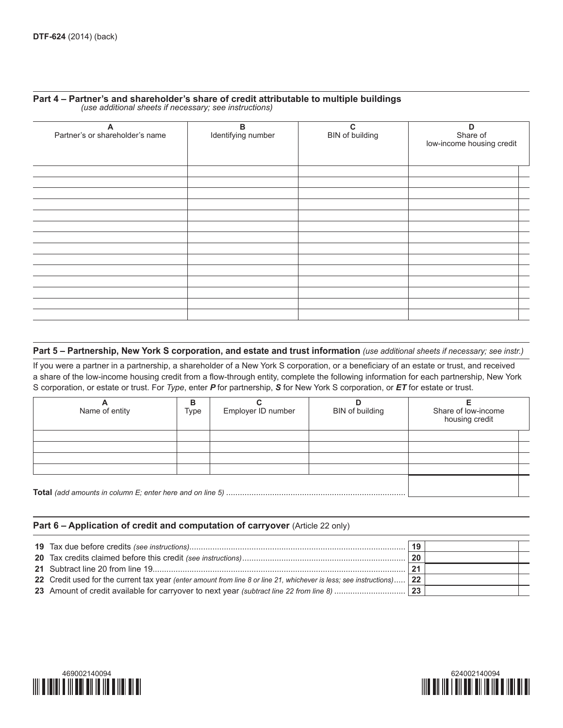DTF-624 (2014) (back)

## Part 4 – Partner's and shareholder's share of credit attributable to multiple buildings

*(use additional sheets if necessary; see instructions)*

| A<br>Partner's or shareholder's name | B<br>Identifying number | C<br>BIN of building | D<br>Share of low-income housing credit |
|---|---|---|---|
| | | | |
| | | | |
| | | | |
| | | | |
| | | | |
| | | | |
| | | | |
| | | | |
| | | | |
| | | | |
| | | | |
| | | | |
| | | | |
| | | | |

## Part 5 – Partnership, New York S corporation, and estate and trust information *(use additional sheets if necessary; see instr.)*

If you were a partner in a partnership, a shareholder of a New York S corporation, or a beneficiary of an estate or trust, and received a share of the low-income housing credit from a flow-through entity, complete the following information for each partnership, New York S corporation, or estate or trust. For *Type*, enter ***P*** for partnership, ***S*** for New York S corporation, or ***ET*** for estate or trust.

| A<br>Name of entity | B<br>Type | C<br>Employer ID number | D<br>BIN of building | E<br>Share of low-income housing credit |
|---|---|---|---|---|
| | | | | |
| | | | | |
| | | | | |
| | | | | |

**Total** *(add amounts in column E; enter here and on line 5)* ..................

## Part 6 – Application of credit and computation of carryover (Article 22 only)

| | | | |
|---|---|---|---|
| **19** | Tax due before credits *(see instructions)* | **19** | |
| **20** | Tax credits claimed before this credit *(see instructions)* | **20** | |
| **21** | Subtract line 20 from line 19 | **21** | |
| **22** | Credit used for the current tax year *(enter amount from line 8 or line 21, whichever is less; see instructions)* | **22** | |
| **23** | Amount of credit available for carryover to next year *(subtract line 22 from line 8)* | **23** | |

469002140094

624002140094